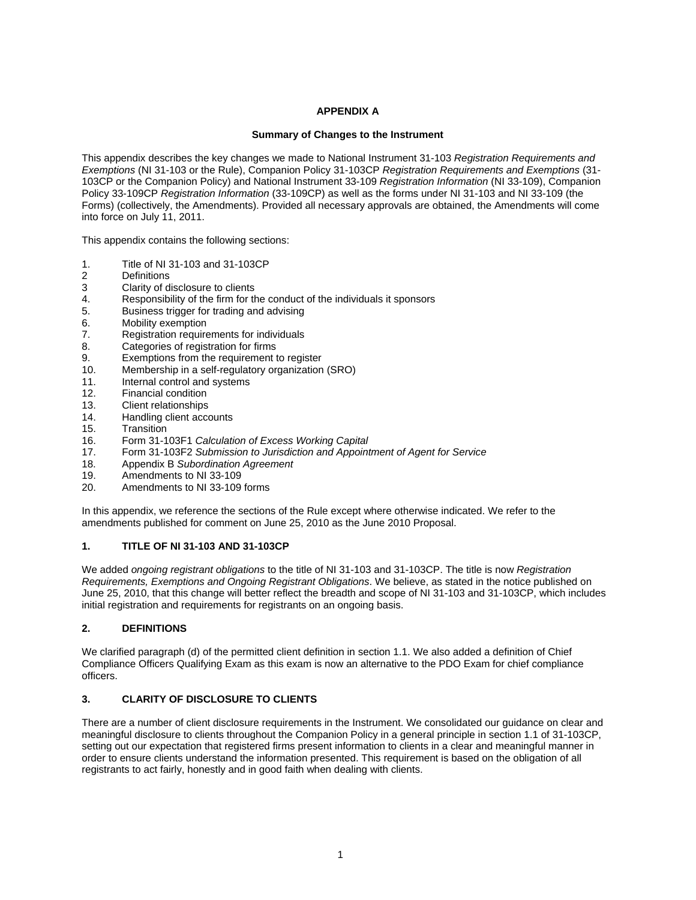# APPENDIX A

## Summary of Changes to the Instrument

This appendix describes the key changes we made to National Instrument 31-103 *Registration Requirements and Exemptions* (NI 31-103 or the Rule), Companion Policy 31-103CP *Registration Requirements and Exemptions* (31-103CP or the Companion Policy) and National Instrument 33-109 *Registration Information* (NI 33-109), Companion Policy 33-109CP *Registration Information* (33-109CP) as well as the forms under NI 31-103 and NI 33-109 (the Forms) (collectively, the Amendments). Provided all necessary approvals are obtained, the Amendments will come into force on July 11, 2011.

This appendix contains the following sections:

1. Title of NI 31-103 and 31-103CP
2. Definitions
3. Clarity of disclosure to clients
4. Responsibility of the firm for the conduct of the individuals it sponsors
5. Business trigger for trading and advising
6. Mobility exemption
7. Registration requirements for individuals
8. Categories of registration for firms
9. Exemptions from the requirement to register
10. Membership in a self-regulatory organization (SRO)
11. Internal control and systems
12. Financial condition
13. Client relationships
14. Handling client accounts
15. Transition
16. Form 31-103F1 *Calculation of Excess Working Capital*
17. Form 31-103F2 *Submission to Jurisdiction and Appointment of Agent for Service*
18. Appendix B *Subordination Agreement*
19. Amendments to NI 33-109
20. Amendments to NI 33-109 forms

In this appendix, we reference the sections of the Rule except where otherwise indicated. We refer to the amendments published for comment on June 25, 2010 as the June 2010 Proposal.

### 1. TITLE OF NI 31-103 AND 31-103CP

We added *ongoing registrant obligations* to the title of NI 31-103 and 31-103CP. The title is now *Registration Requirements, Exemptions and Ongoing Registrant Obligations*. We believe, as stated in the notice published on June 25, 2010, that this change will better reflect the breadth and scope of NI 31-103 and 31-103CP, which includes initial registration and requirements for registrants on an ongoing basis.

### 2. DEFINITIONS

We clarified paragraph (d) of the permitted client definition in section 1.1. We also added a definition of Chief Compliance Officers Qualifying Exam as this exam is now an alternative to the PDO Exam for chief compliance officers.

### 3. CLARITY OF DISCLOSURE TO CLIENTS

There are a number of client disclosure requirements in the Instrument. We consolidated our guidance on clear and meaningful disclosure to clients throughout the Companion Policy in a general principle in section 1.1 of 31-103CP, setting out our expectation that registered firms present information to clients in a clear and meaningful manner in order to ensure clients understand the information presented. This requirement is based on the obligation of all registrants to act fairly, honestly and in good faith when dealing with clients.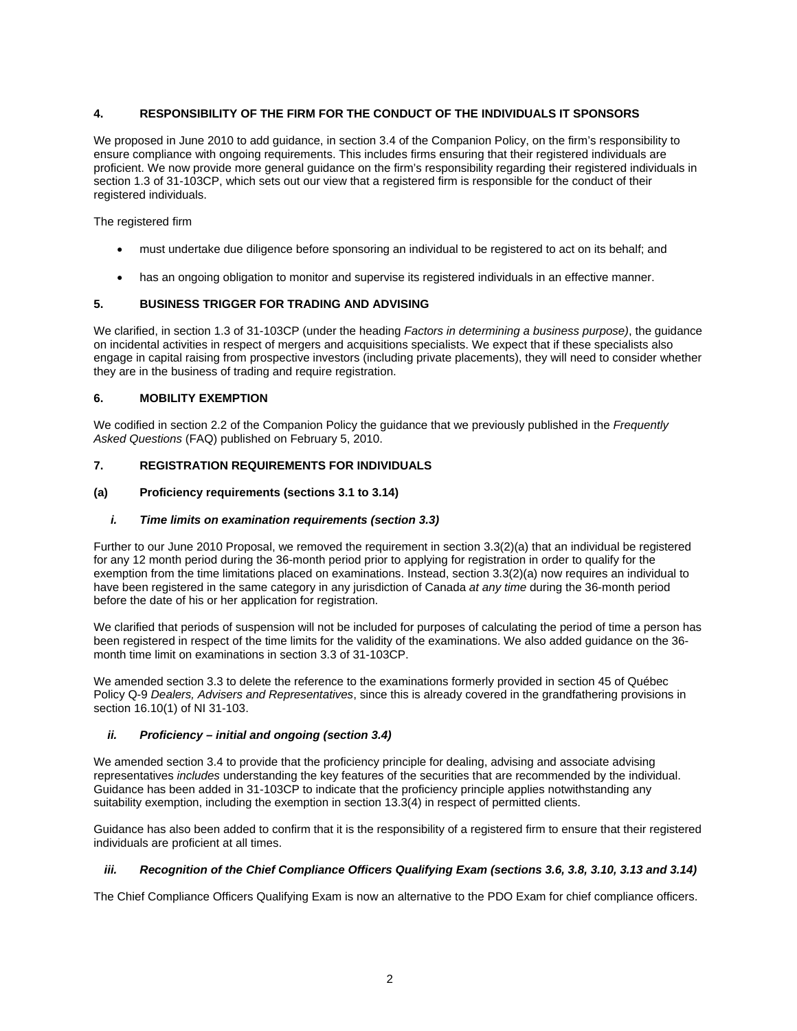## 4. RESPONSIBILITY OF THE FIRM FOR THE CONDUCT OF THE INDIVIDUALS IT SPONSORS

We proposed in June 2010 to add guidance, in section 3.4 of the Companion Policy, on the firm's responsibility to ensure compliance with ongoing requirements. This includes firms ensuring that their registered individuals are proficient. We now provide more general guidance on the firm's responsibility regarding their registered individuals in section 1.3 of 31-103CP, which sets out our view that a registered firm is responsible for the conduct of their registered individuals.

The registered firm

- must undertake due diligence before sponsoring an individual to be registered to act on its behalf; and
- has an ongoing obligation to monitor and supervise its registered individuals in an effective manner.

## 5. BUSINESS TRIGGER FOR TRADING AND ADVISING

We clarified, in section 1.3 of 31-103CP (under the heading *Factors in determining a business purpose)*, the guidance on incidental activities in respect of mergers and acquisitions specialists. We expect that if these specialists also engage in capital raising from prospective investors (including private placements), they will need to consider whether they are in the business of trading and require registration.

## 6. MOBILITY EXEMPTION

We codified in section 2.2 of the Companion Policy the guidance that we previously published in the *Frequently Asked Questions* (FAQ) published on February 5, 2010.

## 7. REGISTRATION REQUIREMENTS FOR INDIVIDUALS

### (a) Proficiency requirements (sections 3.1 to 3.14)

#### *i. Time limits on examination requirements (section 3.3)*

Further to our June 2010 Proposal, we removed the requirement in section 3.3(2)(a) that an individual be registered for any 12 month period during the 36-month period prior to applying for registration in order to qualify for the exemption from the time limitations placed on examinations. Instead, section 3.3(2)(a) now requires an individual to have been registered in the same category in any jurisdiction of Canada *at any time* during the 36-month period before the date of his or her application for registration.

We clarified that periods of suspension will not be included for purposes of calculating the period of time a person has been registered in respect of the time limits for the validity of the examinations. We also added guidance on the 36-month time limit on examinations in section 3.3 of 31-103CP.

We amended section 3.3 to delete the reference to the examinations formerly provided in section 45 of Québec Policy Q-9 *Dealers, Advisers and Representatives*, since this is already covered in the grandfathering provisions in section 16.10(1) of NI 31-103.

#### *ii. Proficiency – initial and ongoing (section 3.4)*

We amended section 3.4 to provide that the proficiency principle for dealing, advising and associate advising representatives *includes* understanding the key features of the securities that are recommended by the individual. Guidance has been added in 31-103CP to indicate that the proficiency principle applies notwithstanding any suitability exemption, including the exemption in section 13.3(4) in respect of permitted clients.

Guidance has also been added to confirm that it is the responsibility of a registered firm to ensure that their registered individuals are proficient at all times.

#### *iii. Recognition of the Chief Compliance Officers Qualifying Exam (sections 3.6, 3.8, 3.10, 3.13 and 3.14)*

The Chief Compliance Officers Qualifying Exam is now an alternative to the PDO Exam for chief compliance officers.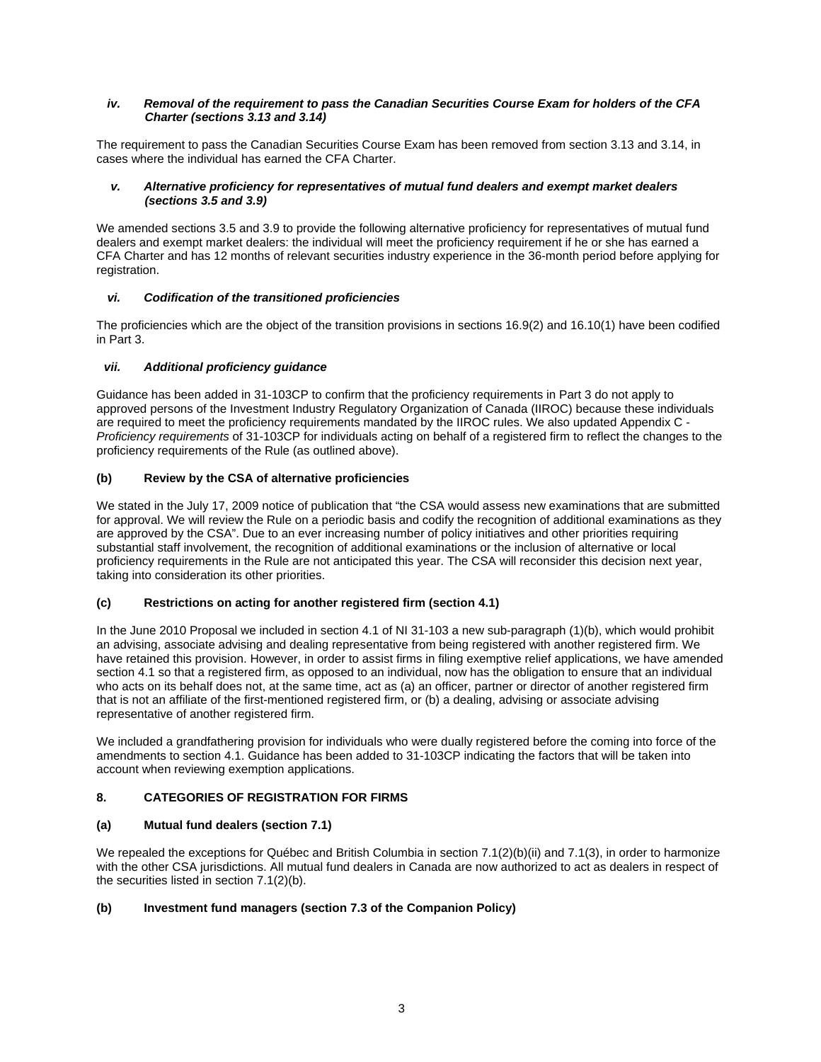*iv. Removal of the requirement to pass the Canadian Securities Course Exam for holders of the CFA Charter (sections 3.13 and 3.14)*

The requirement to pass the Canadian Securities Course Exam has been removed from section 3.13 and 3.14, in cases where the individual has earned the CFA Charter.

*v. Alternative proficiency for representatives of mutual fund dealers and exempt market dealers (sections 3.5 and 3.9)*

We amended sections 3.5 and 3.9 to provide the following alternative proficiency for representatives of mutual fund dealers and exempt market dealers: the individual will meet the proficiency requirement if he or she has earned a CFA Charter and has 12 months of relevant securities industry experience in the 36-month period before applying for registration.

*vi. Codification of the transitioned proficiencies*

The proficiencies which are the object of the transition provisions in sections 16.9(2) and 16.10(1) have been codified in Part 3.

*vii. Additional proficiency guidance*

Guidance has been added in 31-103CP to confirm that the proficiency requirements in Part 3 do not apply to approved persons of the Investment Industry Regulatory Organization of Canada (IIROC) because these individuals are required to meet the proficiency requirements mandated by the IIROC rules. We also updated Appendix C - *Proficiency requirements* of 31-103CP for individuals acting on behalf of a registered firm to reflect the changes to the proficiency requirements of the Rule (as outlined above).

**(b) Review by the CSA of alternative proficiencies**

We stated in the July 17, 2009 notice of publication that "the CSA would assess new examinations that are submitted for approval. We will review the Rule on a periodic basis and codify the recognition of additional examinations as they are approved by the CSA". Due to an ever increasing number of policy initiatives and other priorities requiring substantial staff involvement, the recognition of additional examinations or the inclusion of alternative or local proficiency requirements in the Rule are not anticipated this year. The CSA will reconsider this decision next year, taking into consideration its other priorities.

**(c) Restrictions on acting for another registered firm (section 4.1)**

In the June 2010 Proposal we included in section 4.1 of NI 31-103 a new sub-paragraph (1)(b), which would prohibit an advising, associate advising and dealing representative from being registered with another registered firm. We have retained this provision. However, in order to assist firms in filing exemptive relief applications, we have amended section 4.1 so that a registered firm, as opposed to an individual, now has the obligation to ensure that an individual who acts on its behalf does not, at the same time, act as (a) an officer, partner or director of another registered firm that is not an affiliate of the first-mentioned registered firm, or (b) a dealing, advising or associate advising representative of another registered firm.

We included a grandfathering provision for individuals who were dually registered before the coming into force of the amendments to section 4.1. Guidance has been added to 31-103CP indicating the factors that will be taken into account when reviewing exemption applications.

## 8. CATEGORIES OF REGISTRATION FOR FIRMS

**(a) Mutual fund dealers (section 7.1)**

We repealed the exceptions for Québec and British Columbia in section 7.1(2)(b)(ii) and 7.1(3), in order to harmonize with the other CSA jurisdictions. All mutual fund dealers in Canada are now authorized to act as dealers in respect of the securities listed in section 7.1(2)(b).

**(b) Investment fund managers (section 7.3 of the Companion Policy)**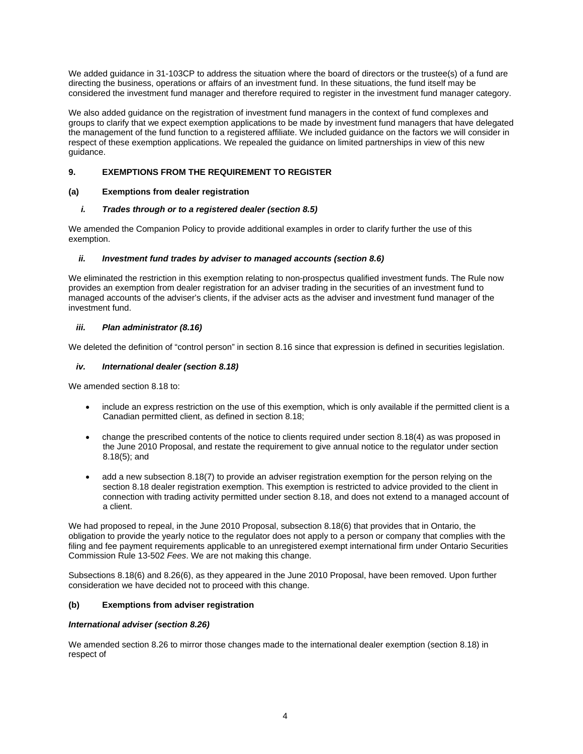We added guidance in 31-103CP to address the situation where the board of directors or the trustee(s) of a fund are directing the business, operations or affairs of an investment fund. In these situations, the fund itself may be considered the investment fund manager and therefore required to register in the investment fund manager category.

We also added guidance on the registration of investment fund managers in the context of fund complexes and groups to clarify that we expect exemption applications to be made by investment fund managers that have delegated the management of the fund function to a registered affiliate. We included guidance on the factors we will consider in respect of these exemption applications. We repealed the guidance on limited partnerships in view of this new guidance.

## 9. EXEMPTIONS FROM THE REQUIREMENT TO REGISTER

### (a) Exemptions from dealer registration

#### *i. Trades through or to a registered dealer (section 8.5)*

We amended the Companion Policy to provide additional examples in order to clarify further the use of this exemption.

#### *ii. Investment fund trades by adviser to managed accounts (section 8.6)*

We eliminated the restriction in this exemption relating to non-prospectus qualified investment funds. The Rule now provides an exemption from dealer registration for an adviser trading in the securities of an investment fund to managed accounts of the adviser's clients, if the adviser acts as the adviser and investment fund manager of the investment fund.

#### *iii. Plan administrator (8.16)*

We deleted the definition of "control person" in section 8.16 since that expression is defined in securities legislation.

#### *iv. International dealer (section 8.18)*

We amended section 8.18 to:

- include an express restriction on the use of this exemption, which is only available if the permitted client is a Canadian permitted client, as defined in section 8.18;
- change the prescribed contents of the notice to clients required under section 8.18(4) as was proposed in the June 2010 Proposal, and restate the requirement to give annual notice to the regulator under section 8.18(5); and
- add a new subsection 8.18(7) to provide an adviser registration exemption for the person relying on the section 8.18 dealer registration exemption. This exemption is restricted to advice provided to the client in connection with trading activity permitted under section 8.18, and does not extend to a managed account of a client.

We had proposed to repeal, in the June 2010 Proposal, subsection 8.18(6) that provides that in Ontario, the obligation to provide the yearly notice to the regulator does not apply to a person or company that complies with the filing and fee payment requirements applicable to an unregistered exempt international firm under Ontario Securities Commission Rule 13-502 *Fees*. We are not making this change.

Subsections 8.18(6) and 8.26(6), as they appeared in the June 2010 Proposal, have been removed. Upon further consideration we have decided not to proceed with this change.

### (b) Exemptions from adviser registration

#### *International adviser (section 8.26)*

We amended section 8.26 to mirror those changes made to the international dealer exemption (section 8.18) in respect of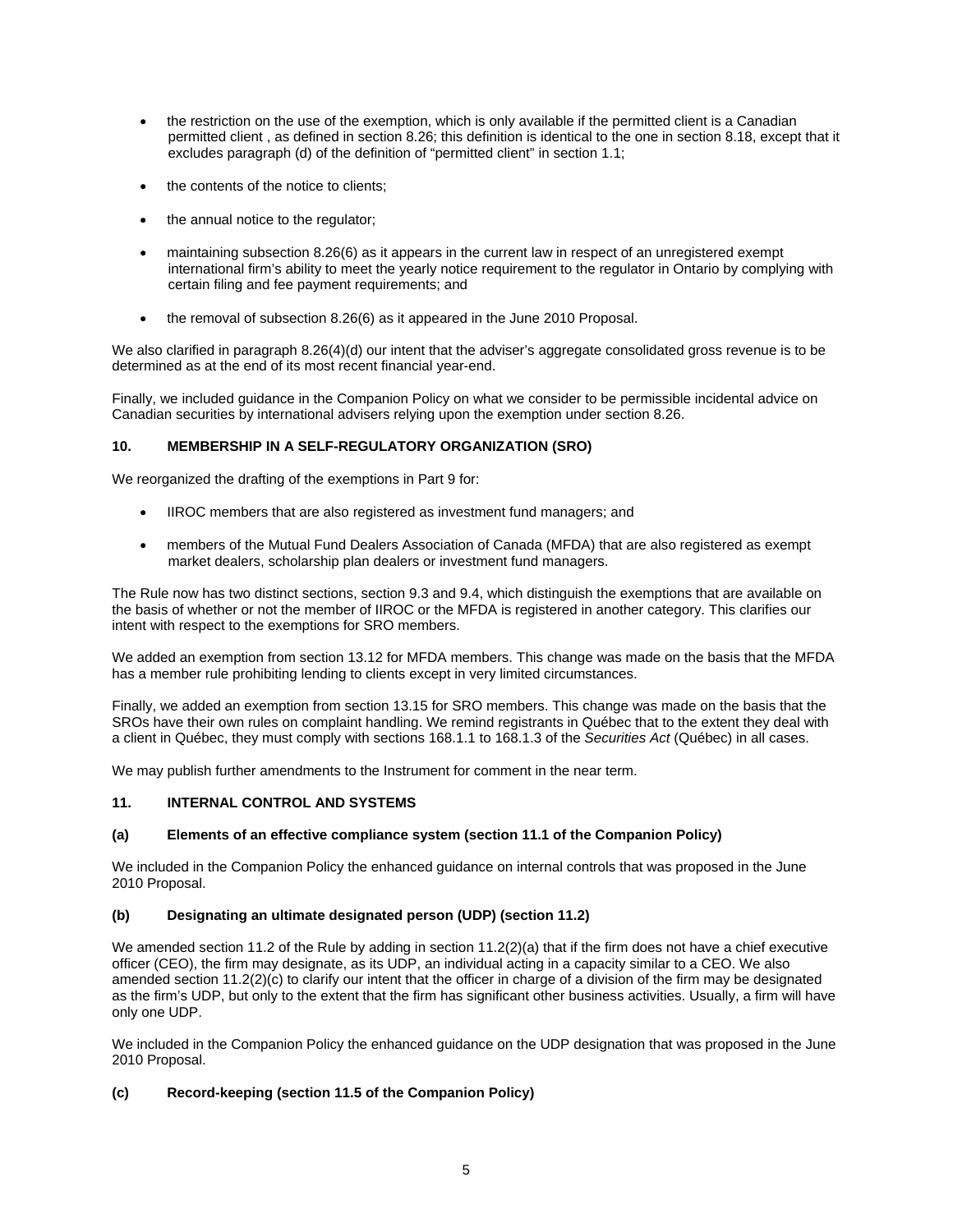- the restriction on the use of the exemption, which is only available if the permitted client is a Canadian permitted client , as defined in section 8.26; this definition is identical to the one in section 8.18, except that it excludes paragraph (d) of the definition of "permitted client" in section 1.1;
- the contents of the notice to clients;
- the annual notice to the regulator;
- maintaining subsection 8.26(6) as it appears in the current law in respect of an unregistered exempt international firm's ability to meet the yearly notice requirement to the regulator in Ontario by complying with certain filing and fee payment requirements; and
- the removal of subsection 8.26(6) as it appeared in the June 2010 Proposal.

We also clarified in paragraph 8.26(4)(d) our intent that the adviser's aggregate consolidated gross revenue is to be determined as at the end of its most recent financial year-end.

Finally, we included guidance in the Companion Policy on what we consider to be permissible incidental advice on Canadian securities by international advisers relying upon the exemption under section 8.26.

## 10. MEMBERSHIP IN A SELF-REGULATORY ORGANIZATION (SRO)

We reorganized the drafting of the exemptions in Part 9 for:

- IIROC members that are also registered as investment fund managers; and
- members of the Mutual Fund Dealers Association of Canada (MFDA) that are also registered as exempt market dealers, scholarship plan dealers or investment fund managers.

The Rule now has two distinct sections, section 9.3 and 9.4, which distinguish the exemptions that are available on the basis of whether or not the member of IIROC or the MFDA is registered in another category. This clarifies our intent with respect to the exemptions for SRO members.

We added an exemption from section 13.12 for MFDA members. This change was made on the basis that the MFDA has a member rule prohibiting lending to clients except in very limited circumstances.

Finally, we added an exemption from section 13.15 for SRO members. This change was made on the basis that the SROs have their own rules on complaint handling. We remind registrants in Québec that to the extent they deal with a client in Québec, they must comply with sections 168.1.1 to 168.1.3 of the *Securities Act* (Québec) in all cases.

We may publish further amendments to the Instrument for comment in the near term.

## 11. INTERNAL CONTROL AND SYSTEMS

### (a) Elements of an effective compliance system (section 11.1 of the Companion Policy)

We included in the Companion Policy the enhanced guidance on internal controls that was proposed in the June 2010 Proposal.

### (b) Designating an ultimate designated person (UDP) (section 11.2)

We amended section 11.2 of the Rule by adding in section 11.2(2)(a) that if the firm does not have a chief executive officer (CEO), the firm may designate, as its UDP, an individual acting in a capacity similar to a CEO. We also amended section 11.2(2)(c) to clarify our intent that the officer in charge of a division of the firm may be designated as the firm's UDP, but only to the extent that the firm has significant other business activities. Usually, a firm will have only one UDP.

We included in the Companion Policy the enhanced guidance on the UDP designation that was proposed in the June 2010 Proposal.

### (c) Record-keeping (section 11.5 of the Companion Policy)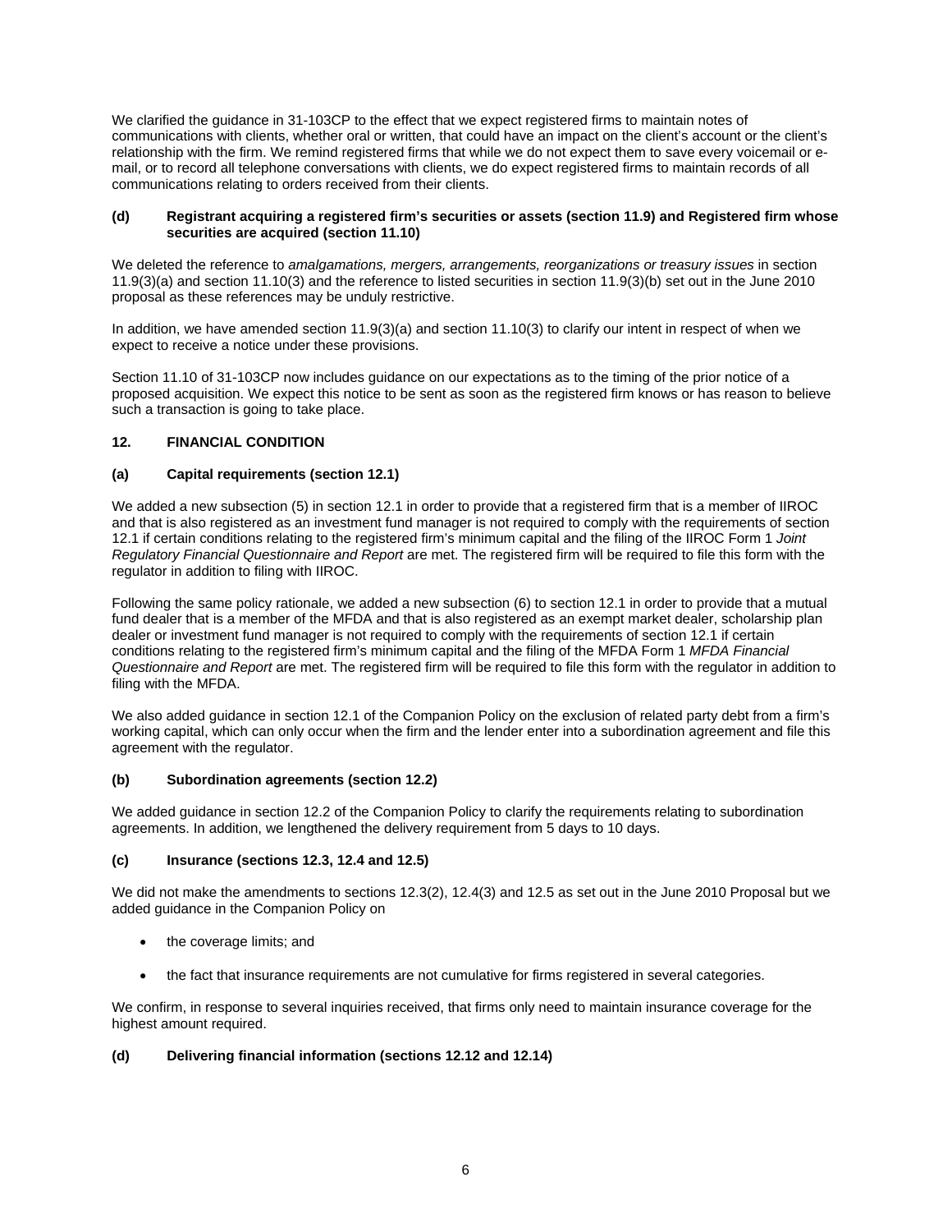We clarified the guidance in 31-103CP to the effect that we expect registered firms to maintain notes of communications with clients, whether oral or written, that could have an impact on the client's account or the client's relationship with the firm. We remind registered firms that while we do not expect them to save every voicemail or e-mail, or to record all telephone conversations with clients, we do expect registered firms to maintain records of all communications relating to orders received from their clients.

#### (d) Registrant acquiring a registered firm's securities or assets (section 11.9) and Registered firm whose securities are acquired (section 11.10)

We deleted the reference to *amalgamations, mergers, arrangements, reorganizations or treasury issues* in section 11.9(3)(a) and section 11.10(3) and the reference to listed securities in section 11.9(3)(b) set out in the June 2010 proposal as these references may be unduly restrictive.

In addition, we have amended section 11.9(3)(a) and section 11.10(3) to clarify our intent in respect of when we expect to receive a notice under these provisions.

Section 11.10 of 31-103CP now includes guidance on our expectations as to the timing of the prior notice of a proposed acquisition. We expect this notice to be sent as soon as the registered firm knows or has reason to believe such a transaction is going to take place.

### 12. FINANCIAL CONDITION

#### (a) Capital requirements (section 12.1)

We added a new subsection (5) in section 12.1 in order to provide that a registered firm that is a member of IIROC and that is also registered as an investment fund manager is not required to comply with the requirements of section 12.1 if certain conditions relating to the registered firm's minimum capital and the filing of the IIROC Form 1 *Joint Regulatory Financial Questionnaire and Report* are met. The registered firm will be required to file this form with the regulator in addition to filing with IIROC.

Following the same policy rationale, we added a new subsection (6) to section 12.1 in order to provide that a mutual fund dealer that is a member of the MFDA and that is also registered as an exempt market dealer, scholarship plan dealer or investment fund manager is not required to comply with the requirements of section 12.1 if certain conditions relating to the registered firm's minimum capital and the filing of the MFDA Form 1 *MFDA Financial Questionnaire and Report* are met. The registered firm will be required to file this form with the regulator in addition to filing with the MFDA.

We also added guidance in section 12.1 of the Companion Policy on the exclusion of related party debt from a firm's working capital, which can only occur when the firm and the lender enter into a subordination agreement and file this agreement with the regulator.

#### (b) Subordination agreements (section 12.2)

We added guidance in section 12.2 of the Companion Policy to clarify the requirements relating to subordination agreements. In addition, we lengthened the delivery requirement from 5 days to 10 days.

#### (c) Insurance (sections 12.3, 12.4 and 12.5)

We did not make the amendments to sections 12.3(2), 12.4(3) and 12.5 as set out in the June 2010 Proposal but we added guidance in the Companion Policy on

- the coverage limits; and
- the fact that insurance requirements are not cumulative for firms registered in several categories.

We confirm, in response to several inquiries received, that firms only need to maintain insurance coverage for the highest amount required.

#### (d) Delivering financial information (sections 12.12 and 12.14)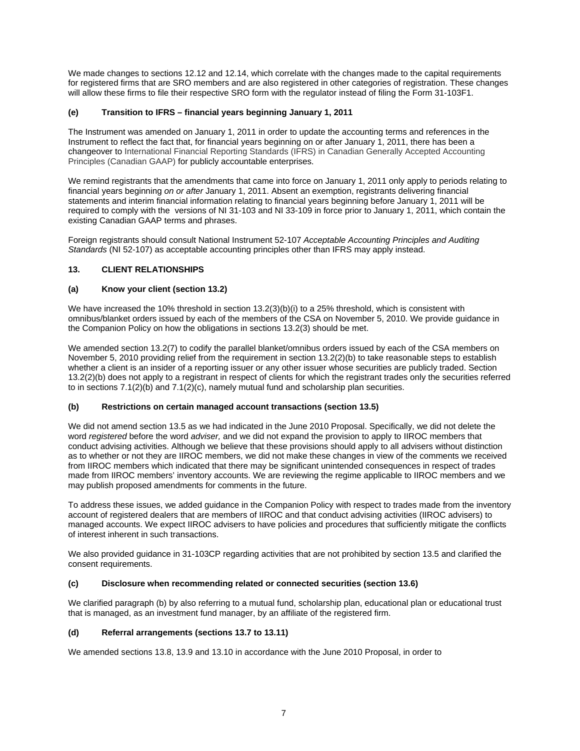We made changes to sections 12.12 and 12.14, which correlate with the changes made to the capital requirements for registered firms that are SRO members and are also registered in other categories of registration. These changes will allow these firms to file their respective SRO form with the regulator instead of filing the Form 31-103F1.

### (e) Transition to IFRS – financial years beginning January 1, 2011

The Instrument was amended on January 1, 2011 in order to update the accounting terms and references in the Instrument to reflect the fact that, for financial years beginning on or after January 1, 2011, there has been a changeover to International Financial Reporting Standards (IFRS) in Canadian Generally Accepted Accounting Principles (Canadian GAAP) for publicly accountable enterprises.

We remind registrants that the amendments that came into force on January 1, 2011 only apply to periods relating to financial years beginning *on or after* January 1, 2011. Absent an exemption, registrants delivering financial statements and interim financial information relating to financial years beginning before January 1, 2011 will be required to comply with the versions of NI 31-103 and NI 33-109 in force prior to January 1, 2011, which contain the existing Canadian GAAP terms and phrases.

Foreign registrants should consult National Instrument 52-107 *Acceptable Accounting Principles and Auditing Standards* (NI 52-107) as acceptable accounting principles other than IFRS may apply instead.

## 13. CLIENT RELATIONSHIPS

### (a) Know your client (section 13.2)

We have increased the 10% threshold in section 13.2(3)(b)(i) to a 25% threshold, which is consistent with omnibus/blanket orders issued by each of the members of the CSA on November 5, 2010. We provide guidance in the Companion Policy on how the obligations in sections 13.2(3) should be met.

We amended section 13.2(7) to codify the parallel blanket/omnibus orders issued by each of the CSA members on November 5, 2010 providing relief from the requirement in section 13.2(2)(b) to take reasonable steps to establish whether a client is an insider of a reporting issuer or any other issuer whose securities are publicly traded. Section 13.2(2)(b) does not apply to a registrant in respect of clients for which the registrant trades only the securities referred to in sections 7.1(2)(b) and 7.1(2)(c), namely mutual fund and scholarship plan securities.

### (b) Restrictions on certain managed account transactions (section 13.5)

We did not amend section 13.5 as we had indicated in the June 2010 Proposal. Specifically, we did not delete the word *registered* before the word *adviser,* and we did not expand the provision to apply to IIROC members that conduct advising activities. Although we believe that these provisions should apply to all advisers without distinction as to whether or not they are IIROC members, we did not make these changes in view of the comments we received from IIROC members which indicated that there may be significant unintended consequences in respect of trades made from IIROC members' inventory accounts. We are reviewing the regime applicable to IIROC members and we may publish proposed amendments for comments in the future.

To address these issues, we added guidance in the Companion Policy with respect to trades made from the inventory account of registered dealers that are members of IIROC and that conduct advising activities (IIROC advisers) to managed accounts. We expect IIROC advisers to have policies and procedures that sufficiently mitigate the conflicts of interest inherent in such transactions.

We also provided guidance in 31-103CP regarding activities that are not prohibited by section 13.5 and clarified the consent requirements.

### (c) Disclosure when recommending related or connected securities (section 13.6)

We clarified paragraph (b) by also referring to a mutual fund, scholarship plan, educational plan or educational trust that is managed, as an investment fund manager, by an affiliate of the registered firm.

### (d) Referral arrangements (sections 13.7 to 13.11)

We amended sections 13.8, 13.9 and 13.10 in accordance with the June 2010 Proposal, in order to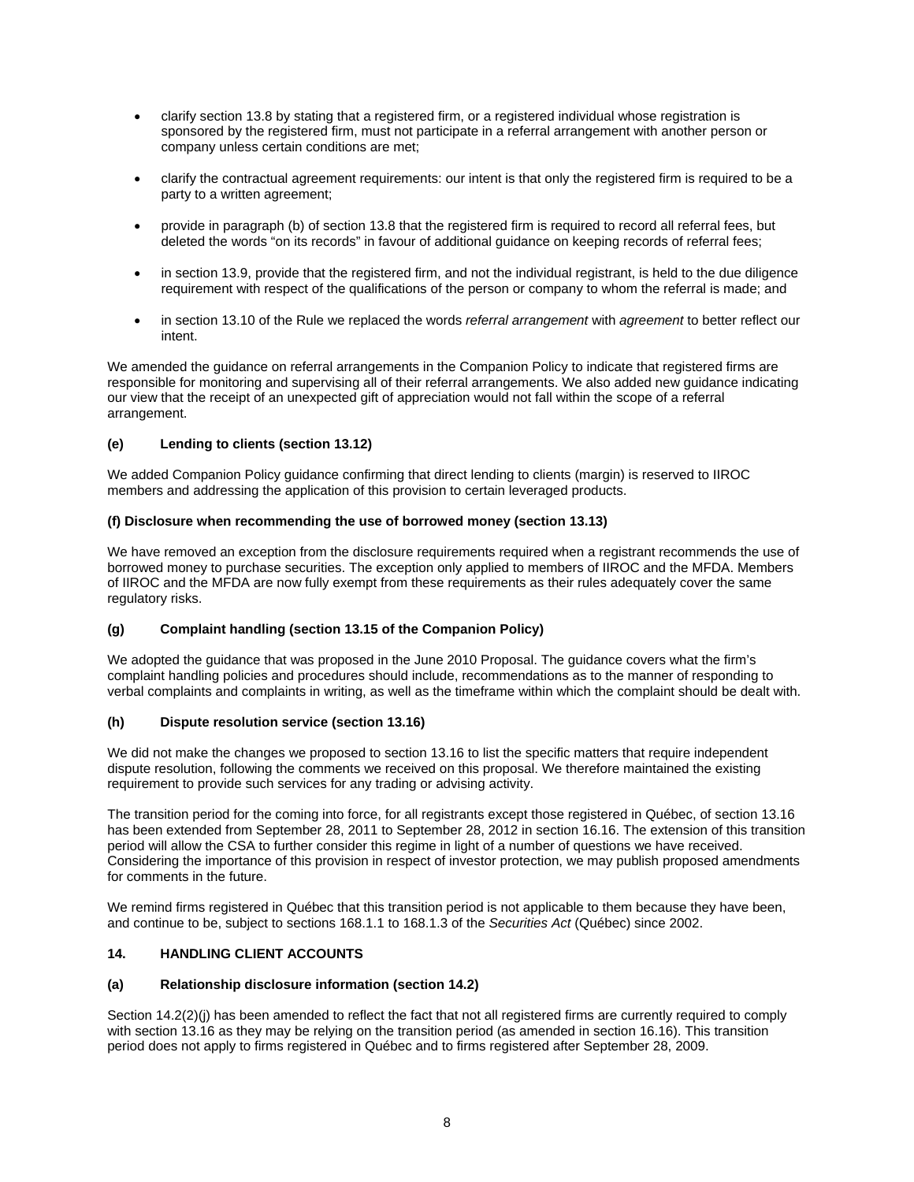- clarify section 13.8 by stating that a registered firm, or a registered individual whose registration is sponsored by the registered firm, must not participate in a referral arrangement with another person or company unless certain conditions are met;
- clarify the contractual agreement requirements: our intent is that only the registered firm is required to be a party to a written agreement;
- provide in paragraph (b) of section 13.8 that the registered firm is required to record all referral fees, but deleted the words "on its records" in favour of additional guidance on keeping records of referral fees;
- in section 13.9, provide that the registered firm, and not the individual registrant, is held to the due diligence requirement with respect of the qualifications of the person or company to whom the referral is made; and
- in section 13.10 of the Rule we replaced the words *referral arrangement* with *agreement* to better reflect our intent.

We amended the guidance on referral arrangements in the Companion Policy to indicate that registered firms are responsible for monitoring and supervising all of their referral arrangements. We also added new guidance indicating our view that the receipt of an unexpected gift of appreciation would not fall within the scope of a referral arrangement.

### (e) Lending to clients (section 13.12)

We added Companion Policy guidance confirming that direct lending to clients (margin) is reserved to IIROC members and addressing the application of this provision to certain leveraged products.

### (f) Disclosure when recommending the use of borrowed money (section 13.13)

We have removed an exception from the disclosure requirements required when a registrant recommends the use of borrowed money to purchase securities. The exception only applied to members of IIROC and the MFDA. Members of IIROC and the MFDA are now fully exempt from these requirements as their rules adequately cover the same regulatory risks.

### (g) Complaint handling (section 13.15 of the Companion Policy)

We adopted the guidance that was proposed in the June 2010 Proposal. The guidance covers what the firm's complaint handling policies and procedures should include, recommendations as to the manner of responding to verbal complaints and complaints in writing, as well as the timeframe within which the complaint should be dealt with.

### (h) Dispute resolution service (section 13.16)

We did not make the changes we proposed to section 13.16 to list the specific matters that require independent dispute resolution, following the comments we received on this proposal. We therefore maintained the existing requirement to provide such services for any trading or advising activity.

The transition period for the coming into force, for all registrants except those registered in Québec, of section 13.16 has been extended from September 28, 2011 to September 28, 2012 in section 16.16. The extension of this transition period will allow the CSA to further consider this regime in light of a number of questions we have received. Considering the importance of this provision in respect of investor protection, we may publish proposed amendments for comments in the future.

We remind firms registered in Québec that this transition period is not applicable to them because they have been, and continue to be, subject to sections 168.1.1 to 168.1.3 of the *Securities Act* (Québec) since 2002.

## 14. HANDLING CLIENT ACCOUNTS

### (a) Relationship disclosure information (section 14.2)

Section 14.2(2)(j) has been amended to reflect the fact that not all registered firms are currently required to comply with section 13.16 as they may be relying on the transition period (as amended in section 16.16). This transition period does not apply to firms registered in Québec and to firms registered after September 28, 2009.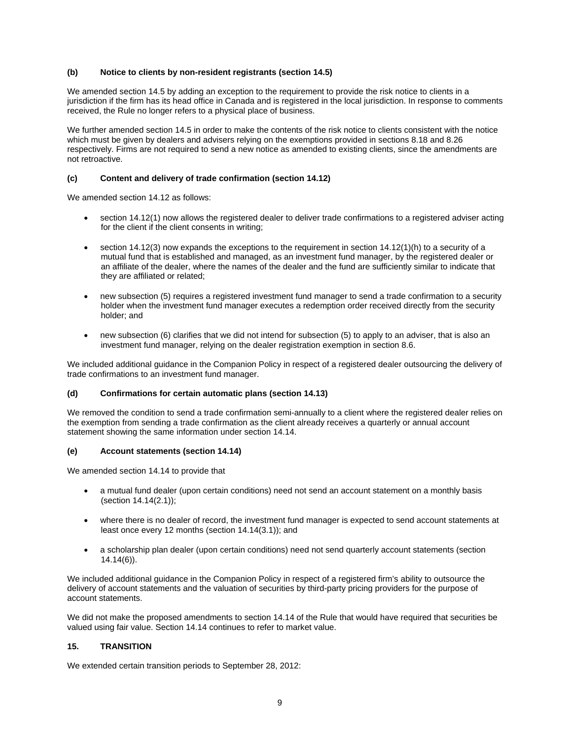**(b) Notice to clients by non-resident registrants (section 14.5)**

We amended section 14.5 by adding an exception to the requirement to provide the risk notice to clients in a jurisdiction if the firm has its head office in Canada and is registered in the local jurisdiction. In response to comments received, the Rule no longer refers to a physical place of business.

We further amended section 14.5 in order to make the contents of the risk notice to clients consistent with the notice which must be given by dealers and advisers relying on the exemptions provided in sections 8.18 and 8.26 respectively. Firms are not required to send a new notice as amended to existing clients, since the amendments are not retroactive.

**(c) Content and delivery of trade confirmation (section 14.12)**

We amended section 14.12 as follows:

- section 14.12(1) now allows the registered dealer to deliver trade confirmations to a registered adviser acting for the client if the client consents in writing;
- section 14.12(3) now expands the exceptions to the requirement in section 14.12(1)(h) to a security of a mutual fund that is established and managed, as an investment fund manager, by the registered dealer or an affiliate of the dealer, where the names of the dealer and the fund are sufficiently similar to indicate that they are affiliated or related;
- new subsection (5) requires a registered investment fund manager to send a trade confirmation to a security holder when the investment fund manager executes a redemption order received directly from the security holder; and
- new subsection (6) clarifies that we did not intend for subsection (5) to apply to an adviser, that is also an investment fund manager, relying on the dealer registration exemption in section 8.6.

We included additional guidance in the Companion Policy in respect of a registered dealer outsourcing the delivery of trade confirmations to an investment fund manager.

**(d) Confirmations for certain automatic plans (section 14.13)**

We removed the condition to send a trade confirmation semi-annually to a client where the registered dealer relies on the exemption from sending a trade confirmation as the client already receives a quarterly or annual account statement showing the same information under section 14.14.

**(e) Account statements (section 14.14)**

We amended section 14.14 to provide that

- a mutual fund dealer (upon certain conditions) need not send an account statement on a monthly basis (section 14.14(2.1));
- where there is no dealer of record, the investment fund manager is expected to send account statements at least once every 12 months (section 14.14(3.1)); and
- a scholarship plan dealer (upon certain conditions) need not send quarterly account statements (section 14.14(6)).

We included additional guidance in the Companion Policy in respect of a registered firm's ability to outsource the delivery of account statements and the valuation of securities by third-party pricing providers for the purpose of account statements.

We did not make the proposed amendments to section 14.14 of the Rule that would have required that securities be valued using fair value. Section 14.14 continues to refer to market value.

## 15. TRANSITION

We extended certain transition periods to September 28, 2012: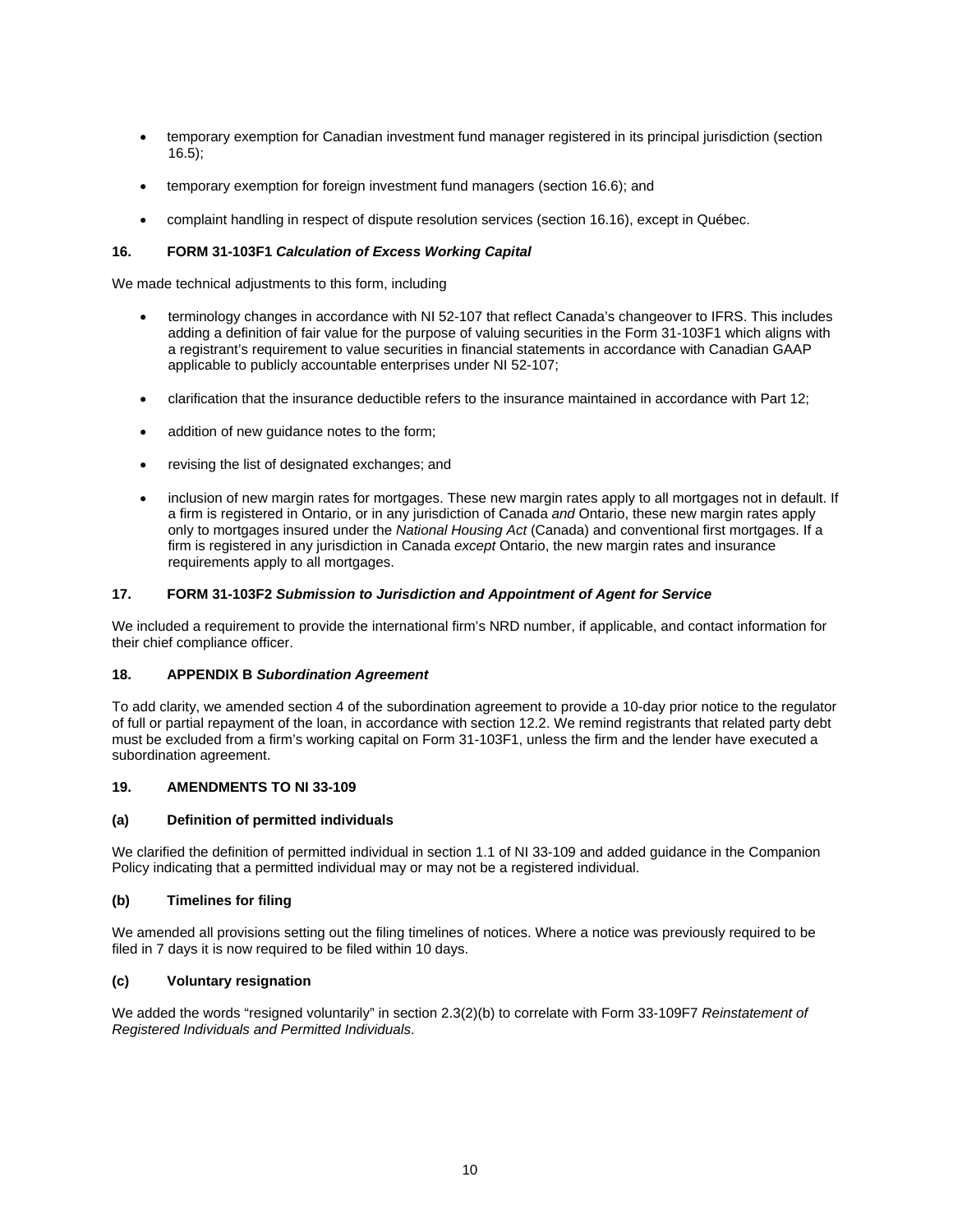- temporary exemption for Canadian investment fund manager registered in its principal jurisdiction (section 16.5);
- temporary exemption for foreign investment fund managers (section 16.6); and
- complaint handling in respect of dispute resolution services (section 16.16), except in Québec.

### 16. FORM 31-103F1 *Calculation of Excess Working Capital*

We made technical adjustments to this form, including

- terminology changes in accordance with NI 52-107 that reflect Canada's changeover to IFRS. This includes adding a definition of fair value for the purpose of valuing securities in the Form 31-103F1 which aligns with a registrant's requirement to value securities in financial statements in accordance with Canadian GAAP applicable to publicly accountable enterprises under NI 52-107;
- clarification that the insurance deductible refers to the insurance maintained in accordance with Part 12;
- addition of new guidance notes to the form;
- revising the list of designated exchanges; and
- inclusion of new margin rates for mortgages. These new margin rates apply to all mortgages not in default. If a firm is registered in Ontario, or in any jurisdiction of Canada *and* Ontario, these new margin rates apply only to mortgages insured under the *National Housing Act* (Canada) and conventional first mortgages. If a firm is registered in any jurisdiction in Canada *except* Ontario, the new margin rates and insurance requirements apply to all mortgages.

### 17. FORM 31-103F2 *Submission to Jurisdiction and Appointment of Agent for Service*

We included a requirement to provide the international firm's NRD number, if applicable, and contact information for their chief compliance officer.

### 18. APPENDIX B *Subordination Agreement*

To add clarity, we amended section 4 of the subordination agreement to provide a 10-day prior notice to the regulator of full or partial repayment of the loan, in accordance with section 12.2. We remind registrants that related party debt must be excluded from a firm's working capital on Form 31-103F1, unless the firm and the lender have executed a subordination agreement.

### 19. AMENDMENTS TO NI 33-109

#### (a) Definition of permitted individuals

We clarified the definition of permitted individual in section 1.1 of NI 33-109 and added guidance in the Companion Policy indicating that a permitted individual may or may not be a registered individual.

#### (b) Timelines for filing

We amended all provisions setting out the filing timelines of notices. Where a notice was previously required to be filed in 7 days it is now required to be filed within 10 days.

#### (c) Voluntary resignation

We added the words "resigned voluntarily" in section 2.3(2)(b) to correlate with Form 33-109F7 *Reinstatement of Registered Individuals and Permitted Individuals*.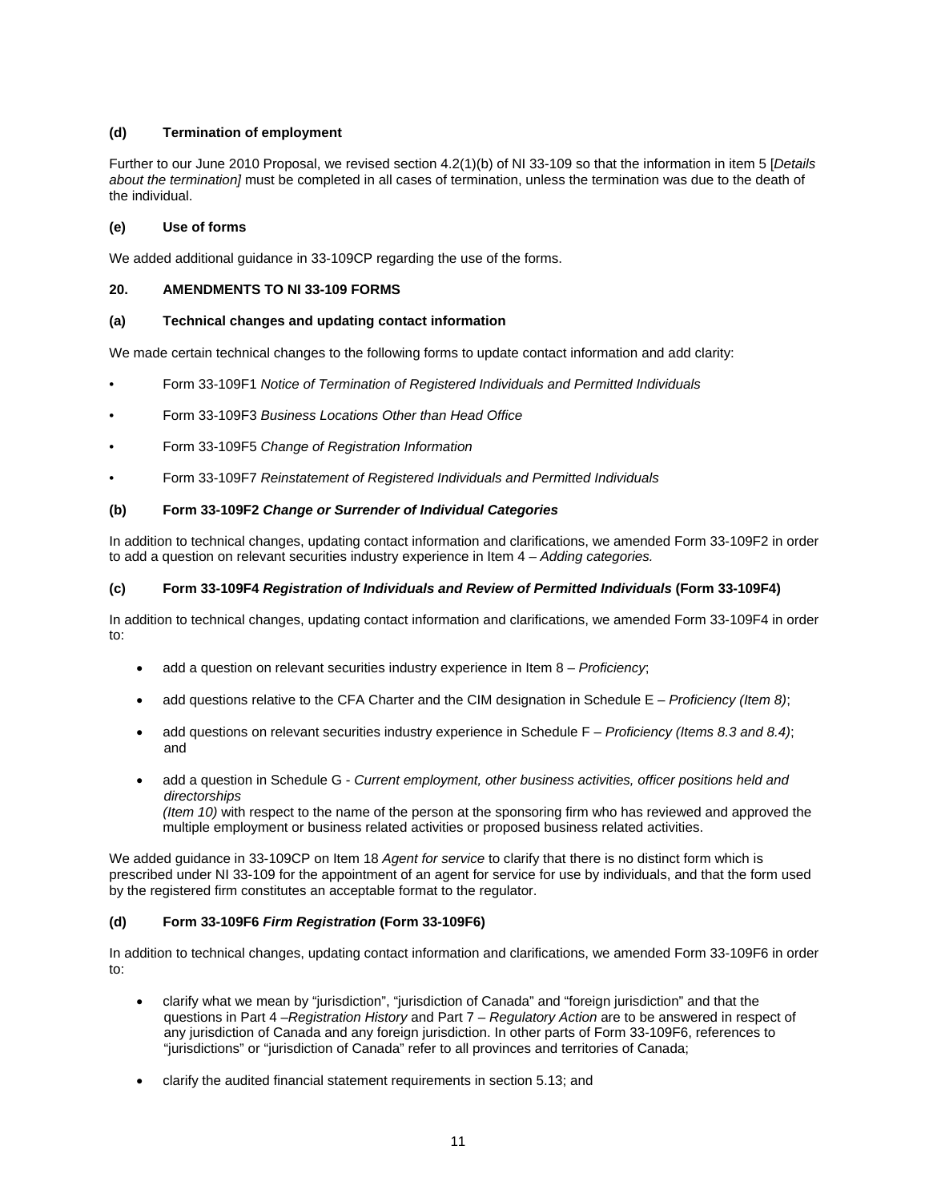### (d) Termination of employment

Further to our June 2010 Proposal, we revised section 4.2(1)(b) of NI 33-109 so that the information in item 5 [*Details about the termination]* must be completed in all cases of termination, unless the termination was due to the death of the individual.

### (e) Use of forms

We added additional guidance in 33-109CP regarding the use of the forms.

## 20. AMENDMENTS TO NI 33-109 FORMS

### (a) Technical changes and updating contact information

We made certain technical changes to the following forms to update contact information and add clarity:

- Form 33-109F1 *Notice of Termination of Registered Individuals and Permitted Individuals*
- Form 33-109F3 *Business Locations Other than Head Office*
- Form 33-109F5 *Change of Registration Information*
- Form 33-109F7 *Reinstatement of Registered Individuals and Permitted Individuals*

### (b) Form 33-109F2 *Change or Surrender of Individual Categories*

In addition to technical changes, updating contact information and clarifications, we amended Form 33-109F2 in order to add a question on relevant securities industry experience in Item 4 – *Adding categories.*

### (c) Form 33-109F4 *Registration of Individuals and Review of Permitted Individuals* (Form 33-109F4)

In addition to technical changes, updating contact information and clarifications, we amended Form 33-109F4 in order to:

- add a question on relevant securities industry experience in Item 8 – *Proficiency*;
- add questions relative to the CFA Charter and the CIM designation in Schedule E – *Proficiency (Item 8)*;
- add questions on relevant securities industry experience in Schedule F – *Proficiency (Items 8.3 and 8.4)*; and
- add a question in Schedule G - *Current employment, other business activities, officer positions held and directorships (Item 10)* with respect to the name of the person at the sponsoring firm who has reviewed and approved the multiple employment or business related activities or proposed business related activities.

We added guidance in 33-109CP on Item 18 *Agent for service* to clarify that there is no distinct form which is prescribed under NI 33-109 for the appointment of an agent for service for use by individuals, and that the form used by the registered firm constitutes an acceptable format to the regulator.

### (d) Form 33-109F6 *Firm Registration* (Form 33-109F6)

In addition to technical changes, updating contact information and clarifications, we amended Form 33-109F6 in order to:

- clarify what we mean by "jurisdiction", "jurisdiction of Canada" and "foreign jurisdiction" and that the questions in Part 4 –*Registration History* and Part 7 – *Regulatory Action* are to be answered in respect of any jurisdiction of Canada and any foreign jurisdiction. In other parts of Form 33-109F6, references to "jurisdictions" or "jurisdiction of Canada" refer to all provinces and territories of Canada;
- clarify the audited financial statement requirements in section 5.13; and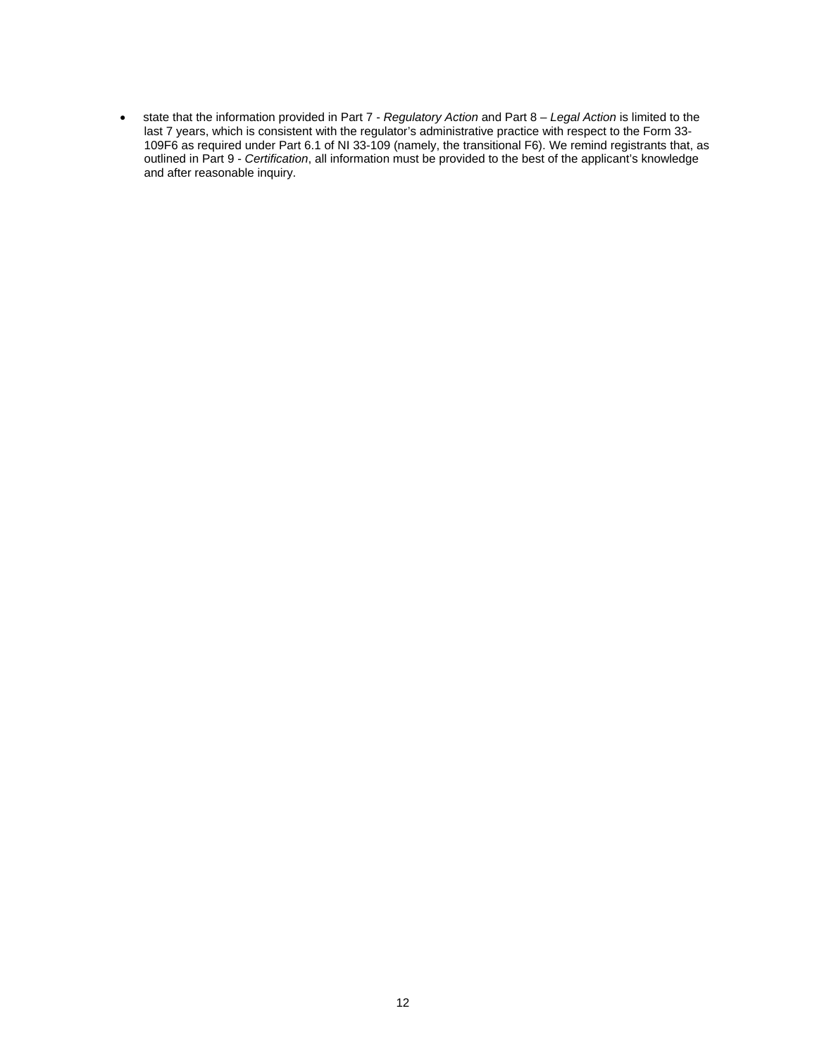- state that the information provided in Part 7 - *Regulatory Action* and Part 8 – *Legal Action* is limited to the last 7 years, which is consistent with the regulator's administrative practice with respect to the Form 33-109F6 as required under Part 6.1 of NI 33-109 (namely, the transitional F6). We remind registrants that, as outlined in Part 9 - *Certification*, all information must be provided to the best of the applicant's knowledge and after reasonable inquiry.